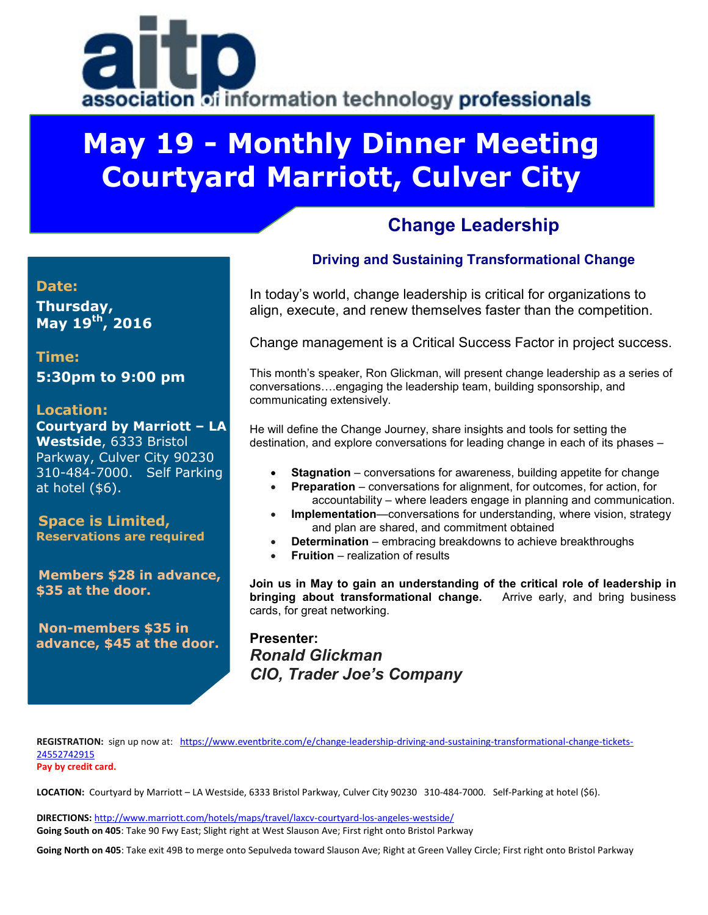# aitp

association of information technology professionals

# May 19 - Monthly Dinner Meeting
# Courtyard Marriott, Culver City

**Date:**
**Thursday, May 19th, 2016**

**Time:**
**5:30pm to 9:00 pm**

**Location:**
**Courtyard by Marriott – LA Westside**, 6333 Bristol Parkway, Culver City 90230 310-484-7000. Self Parking at hotel ($6).

**Space is Limited,**
**Reservations are required**

**Members $28 in advance, $35 at the door.**

**Non-members $35 in advance, $45 at the door.**

## Change Leadership

### Driving and Sustaining Transformational Change

In today's world, change leadership is critical for organizations to align, execute, and renew themselves faster than the competition.

Change management is a Critical Success Factor in project success.

This month's speaker, Ron Glickman, will present change leadership as a series of conversations….engaging the leadership team, building sponsorship, and communicating extensively.

He will define the Change Journey, share insights and tools for setting the destination, and explore conversations for leading change in each of its phases –

- **Stagnation** – conversations for awareness, building appetite for change
- **Preparation** – conversations for alignment, for outcomes, for action, for accountability – where leaders engage in planning and communication.
- **Implementation**—conversations for understanding, where vision, strategy and plan are shared, and commitment obtained
- **Determination** – embracing breakdowns to achieve breakthroughs
- **Fruition** – realization of results

**Join us in May to gain an understanding of the critical role of leadership in bringing about transformational change.** Arrive early, and bring business cards, for great networking.

**Presenter:**
***Ronald Glickman***
***CIO, Trader Joe's Company***

**REGISTRATION:** sign up now at: https://www.eventbrite.com/e/change-leadership-driving-and-sustaining-transformational-change-tickets-24552742915
**Pay by credit card.**

**LOCATION:** Courtyard by Marriott – LA Westside, 6333 Bristol Parkway, Culver City 90230 310-484-7000. Self-Parking at hotel ($6).

**DIRECTIONS:** http://www.marriott.com/hotels/maps/travel/laxcv-courtyard-los-angeles-westside/
**Going South on 405**: Take 90 Fwy East; Slight right at West Slauson Ave; First right onto Bristol Parkway

**Going North on 405**: Take exit 49B to merge onto Sepulveda toward Slauson Ave; Right at Green Valley Circle; First right onto Bristol Parkway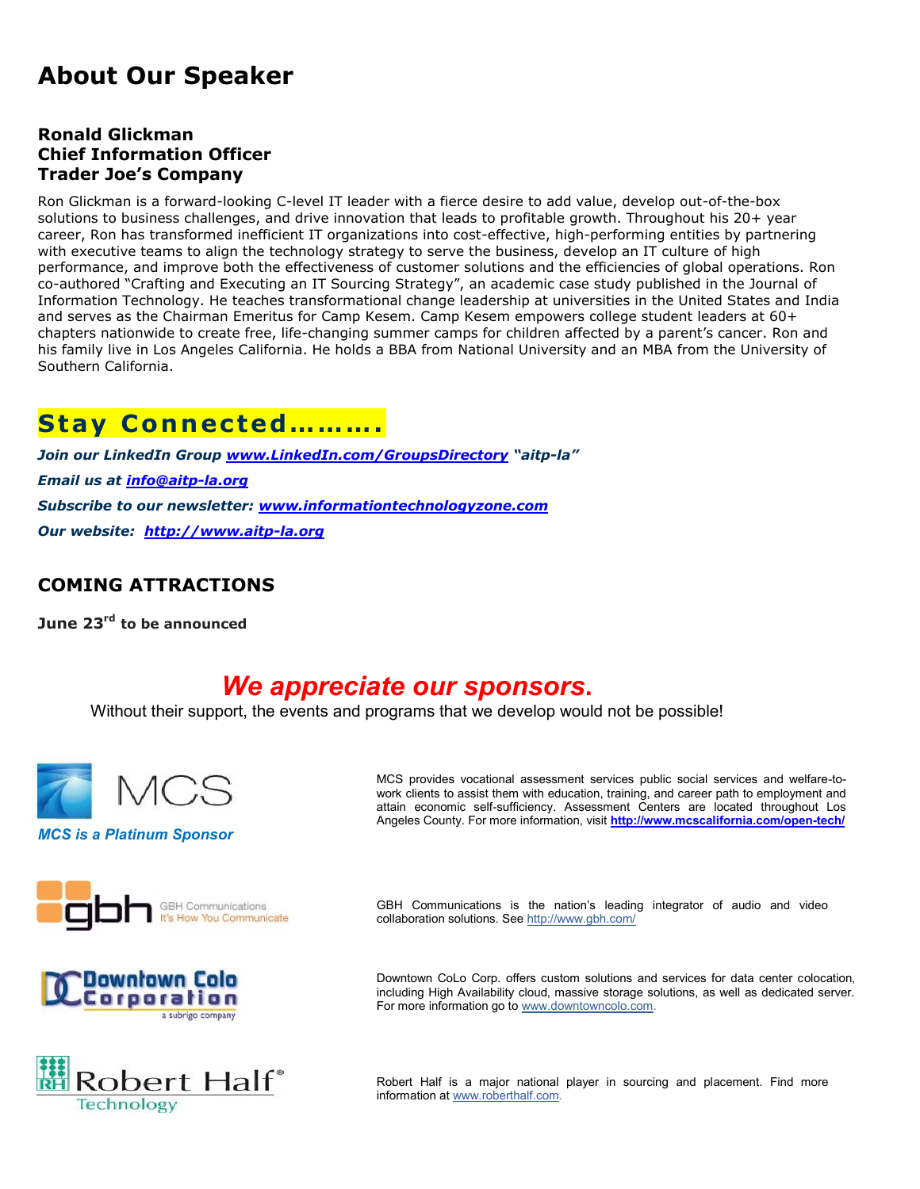# About Our Speaker

**Ronald Glickman**
**Chief Information Officer**
**Trader Joe's Company**

Ron Glickman is a forward-looking C-level IT leader with a fierce desire to add value, develop out-of-the-box solutions to business challenges, and drive innovation that leads to profitable growth. Throughout his 20+ year career, Ron has transformed inefficient IT organizations into cost-effective, high-performing entities by partnering with executive teams to align the technology strategy to serve the business, develop an IT culture of high performance, and improve both the effectiveness of customer solutions and the efficiencies of global operations. Ron co-authored "Crafting and Executing an IT Sourcing Strategy", an academic case study published in the Journal of Information Technology. He teaches transformational change leadership at universities in the United States and India and serves as the Chairman Emeritus for Camp Kesem. Camp Kesem empowers college student leaders at 60+ chapters nationwide to create free, life-changing summer camps for children affected by a parent's cancer. Ron and his family live in Los Angeles California. He holds a BBA from National University and an MBA from the University of Southern California.

## Stay Connected……….

***Join our LinkedIn Group [www.LinkedIn.com/GroupsDirectory](www.LinkedIn.com/GroupsDirectory) "aitp-la"***

***Email us at [info@aitp-la.org](mailto:info@aitp-la.org)***

***Subscribe to our newsletter: [www.informationtechnologyzone.com](www.informationtechnologyzone.com)***

***Our website: [http://www.aitp-la.org](http://www.aitp-la.org)***

## COMING ATTRACTIONS

**June 23rd to be announced**

## *We appreciate our sponsors.*

Without their support, the events and programs that we develop would not be possible!

MCS

*MCS is a Platinum Sponsor*

MCS provides vocational assessment services public social services and welfare-to-work clients to assist them with education, training, and career path to employment and attain economic self-sufficiency. Assessment Centers are located throughout Los Angeles County. For more information, visit **[http://www.mcscalifornia.com/open-tech/](http://www.mcscalifornia.com/open-tech/)**

gbh GBH Communications It's How You Communicate

GBH Communications is the nation's leading integrator of audio and video collaboration solutions. See [http://www.gbh.com/](http://www.gbh.com/)

Downtown Colo Corporation a subrigo company

Downtown CoLo Corp. offers custom solutions and services for data center colocation, including High Availability cloud, massive storage solutions, as well as dedicated server. For more information go to [www.downtowncolo.com](www.downtowncolo.com).

RH Robert Half® Technology

Robert Half is a major national player in sourcing and placement. Find more information at [www.roberthalf.com](www.roberthalf.com).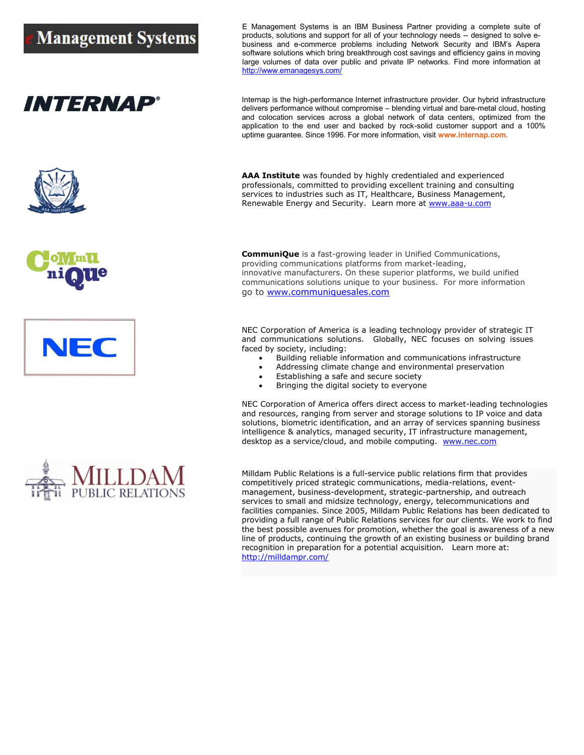eManagement Systems

E Management Systems is an IBM Business Partner providing a complete suite of products, solutions and support for all of your technology needs -- designed to solve e-business and e-commerce problems including Network Security and IBM's Aspera software solutions which bring breakthrough cost savings and efficiency gains in moving large volumes of data over public and private IP networks. Find more information at http://www.emanagesys.com/

INTERNAP®

Internap is the high-performance Internet infrastructure provider. Our hybrid infrastructure delivers performance without compromise – blending virtual and bare-metal cloud, hosting and colocation services across a global network of data centers, optimized from the application to the end user and backed by rock-solid customer support and a 100% uptime guarantee. Since 1996. For more information, visit **www.internap.com**.

**AAA Institute** was founded by highly credentialed and experienced professionals, committed to providing excellent training and consulting services to industries such as IT, Healthcare, Business Management, Renewable Energy and Security. Learn more at www.aaa-u.com

CoMmuniQue

**CommuniQue** is a fast-growing leader in Unified Communications, providing communications platforms from market-leading, innovative manufacturers. On these superior platforms, we build unified communications solutions unique to your business. For more information go to www.communiquesales.com

NEC

NEC Corporation of America is a leading technology provider of strategic IT and communications solutions. Globally, NEC focuses on solving issues faced by society, including:

- Building reliable information and communications infrastructure
- Addressing climate change and environmental preservation
- Establishing a safe and secure society
- Bringing the digital society to everyone

NEC Corporation of America offers direct access to market-leading technologies and resources, ranging from server and storage solutions to IP voice and data solutions, biometric identification, and an array of services spanning business intelligence & analytics, managed security, IT infrastructure management, desktop as a service/cloud, and mobile computing. www.nec.com

MILLDAM PUBLIC RELATIONS

Milldam Public Relations is a full-service public relations firm that provides competitively priced strategic communications, media-relations, event-management, business-development, strategic-partnership, and outreach services to small and midsize technology, energy, telecommunications and facilities companies. Since 2005, Milldam Public Relations has been dedicated to providing a full range of Public Relations services for our clients. We work to find the best possible avenues for promotion, whether the goal is awareness of a new line of products, continuing the growth of an existing business or building brand recognition in preparation for a potential acquisition. Learn more at: http://milldampr.com/